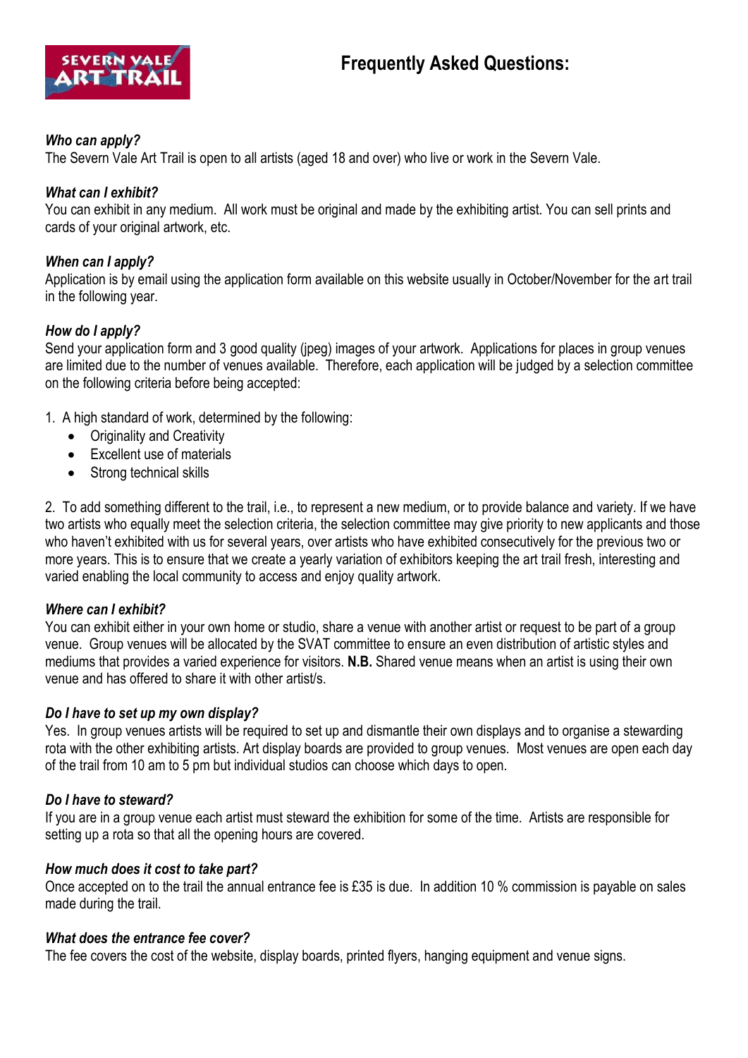# Frequently Asked Questions:

***Who can apply?***

The Severn Vale Art Trail is open to all artists (aged 18 and over) who live or work in the Severn Vale.

***What can I exhibit?***

You can exhibit in any medium. All work must be original and made by the exhibiting artist. You can sell prints and cards of your original artwork, etc.

***When can I apply?***

Application is by email using the application form available on this website usually in October/November for the art trail in the following year.

***How do I apply?***

Send your application form and 3 good quality (jpeg) images of your artwork. Applications for places in group venues are limited due to the number of venues available. Therefore, each application will be judged by a selection committee on the following criteria before being accepted:

1. A high standard of work, determined by the following:
   - Originality and Creativity
   - Excellent use of materials
   - Strong technical skills

2. To add something different to the trail, i.e., to represent a new medium, or to provide balance and variety. If we have two artists who equally meet the selection criteria, the selection committee may give priority to new applicants and those who haven't exhibited with us for several years, over artists who have exhibited consecutively for the previous two or more years. This is to ensure that we create a yearly variation of exhibitors keeping the art trail fresh, interesting and varied enabling the local community to access and enjoy quality artwork.

***Where can I exhibit?***

You can exhibit either in your own home or studio, share a venue with another artist or request to be part of a group venue. Group venues will be allocated by the SVAT committee to ensure an even distribution of artistic styles and mediums that provides a varied experience for visitors. **N.B.** Shared venue means when an artist is using their own venue and has offered to share it with other artist/s.

***Do I have to set up my own display?***

Yes. In group venues artists will be required to set up and dismantle their own displays and to organise a stewarding rota with the other exhibiting artists. Art display boards are provided to group venues. Most venues are open each day of the trail from 10 am to 5 pm but individual studios can choose which days to open.

***Do I have to steward?***

If you are in a group venue each artist must steward the exhibition for some of the time. Artists are responsible for setting up a rota so that all the opening hours are covered.

***How much does it cost to take part?***

Once accepted on to the trail the annual entrance fee is £35 is due. In addition 10 % commission is payable on sales made during the trail.

***What does the entrance fee cover?***

The fee covers the cost of the website, display boards, printed flyers, hanging equipment and venue signs.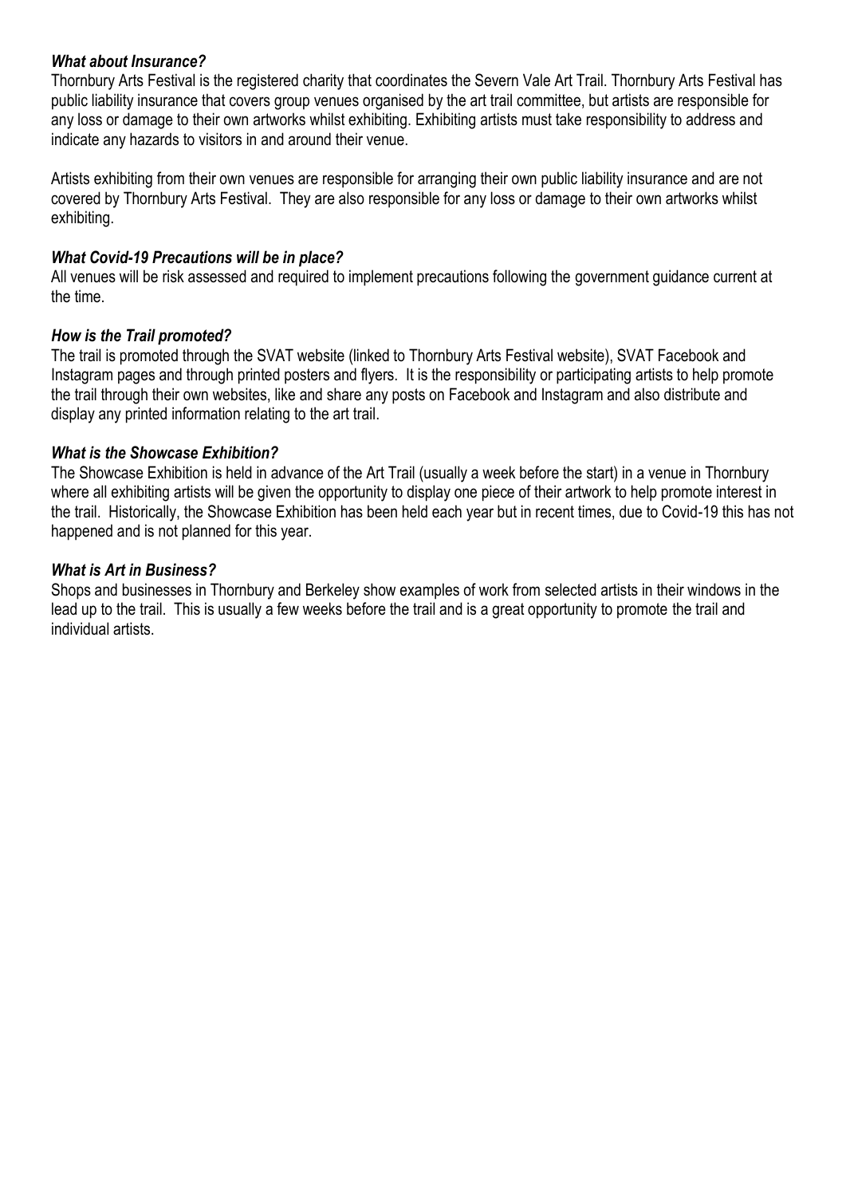### *What about Insurance?*

Thornbury Arts Festival is the registered charity that coordinates the Severn Vale Art Trail. Thornbury Arts Festival has public liability insurance that covers group venues organised by the art trail committee, but artists are responsible for any loss or damage to their own artworks whilst exhibiting. Exhibiting artists must take responsibility to address and indicate any hazards to visitors in and around their venue.

Artists exhibiting from their own venues are responsible for arranging their own public liability insurance and are not covered by Thornbury Arts Festival. They are also responsible for any loss or damage to their own artworks whilst exhibiting.

### *What Covid-19 Precautions will be in place?*

All venues will be risk assessed and required to implement precautions following the government guidance current at the time.

### *How is the Trail promoted?*

The trail is promoted through the SVAT website (linked to Thornbury Arts Festival website), SVAT Facebook and Instagram pages and through printed posters and flyers. It is the responsibility or participating artists to help promote the trail through their own websites, like and share any posts on Facebook and Instagram and also distribute and display any printed information relating to the art trail.

### *What is the Showcase Exhibition?*

The Showcase Exhibition is held in advance of the Art Trail (usually a week before the start) in a venue in Thornbury where all exhibiting artists will be given the opportunity to display one piece of their artwork to help promote interest in the trail. Historically, the Showcase Exhibition has been held each year but in recent times, due to Covid-19 this has not happened and is not planned for this year.

### *What is Art in Business?*

Shops and businesses in Thornbury and Berkeley show examples of work from selected artists in their windows in the lead up to the trail. This is usually a few weeks before the trail and is a great opportunity to promote the trail and individual artists.